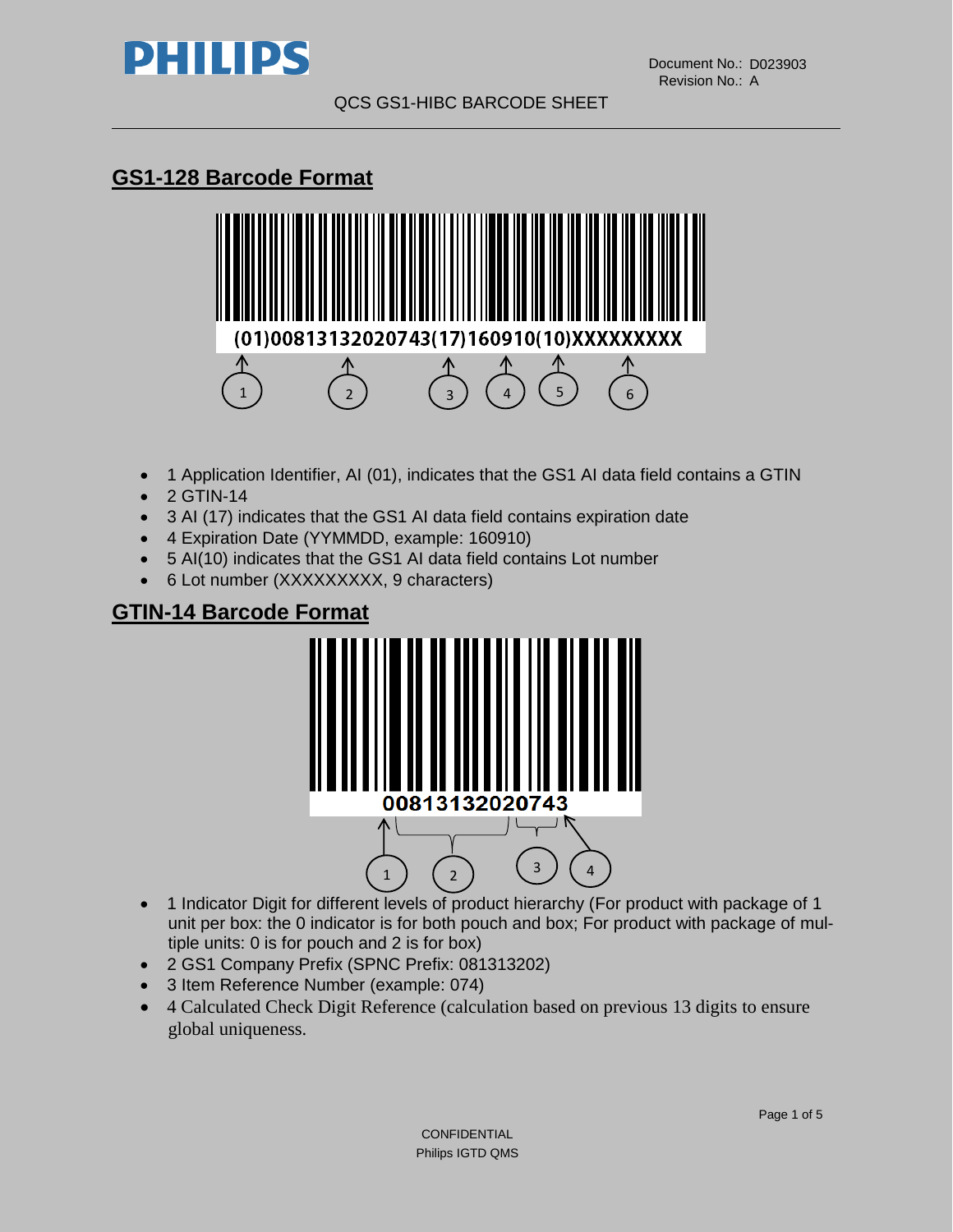Document No.: D023903
Revision No.: A

QCS GS1-HIBC BARCODE SHEET

## GS1-128 Barcode Format

(01)00813132020743(17)160910(10)XXXXXXXXX

- 1 Application Identifier, AI (01), indicates that the GS1 AI data field contains a GTIN
- 2 GTIN-14
- 3 AI (17) indicates that the GS1 AI data field contains expiration date
- 4 Expiration Date (YYMMDD, example: 160910)
- 5 AI(10) indicates that the GS1 AI data field contains Lot number
- 6 Lot number (XXXXXXXXX, 9 characters)

## GTIN-14 Barcode Format

00813132020743

- 1 Indicator Digit for different levels of product hierarchy (For product with package of 1 unit per box: the 0 indicator is for both pouch and box; For product with package of multiple units: 0 is for pouch and 2 is for box)
- 2 GS1 Company Prefix (SPNC Prefix: 081313202)
- 3 Item Reference Number (example: 074)
- 4 Calculated Check Digit Reference (calculation based on previous 13 digits to ensure global uniqueness.

CONFIDENTIAL
Philips IGTD QMS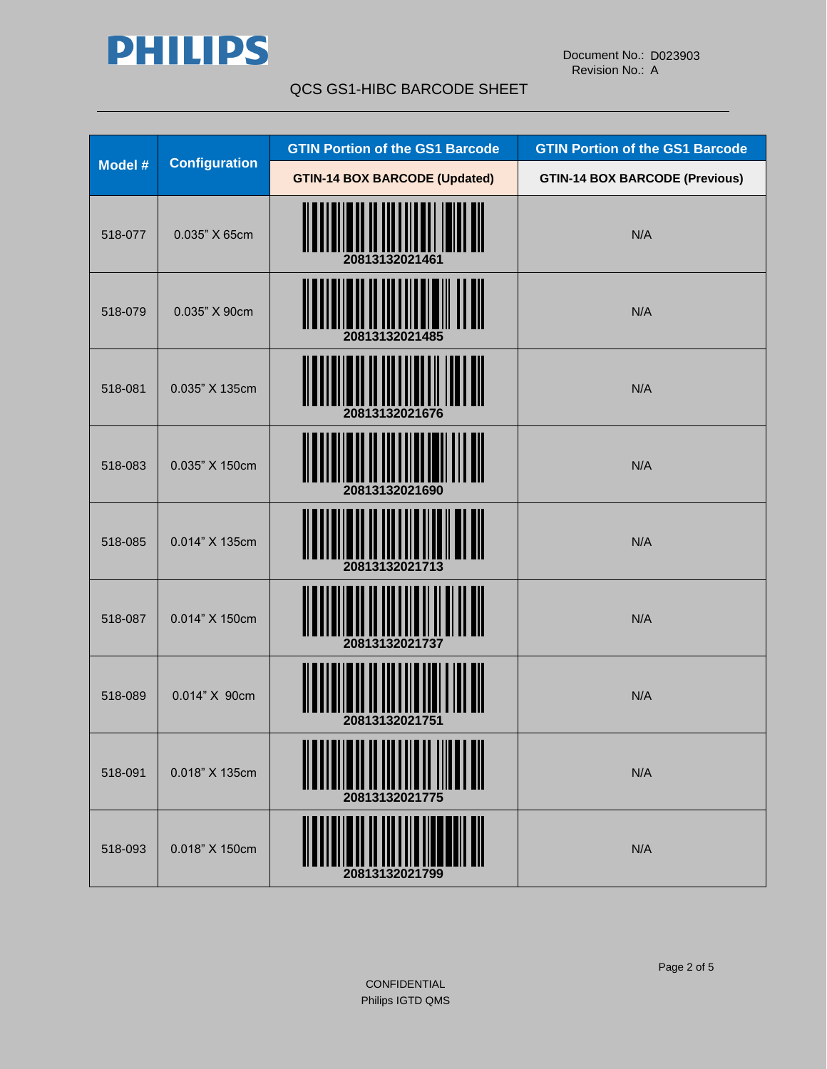**Document No.:** D023903
**Revision No.:** A

# QCS GS1-HIBC BARCODE SHEET

| Model # | Configuration | GTIN Portion of the GS1 Barcode | GTIN Portion of the GS1 Barcode |
|---|---|---|---|
| | | GTIN-14 BOX BARCODE (Updated) | GTIN-14 BOX BARCODE (Previous) |
| 518-077 | 0.035" X 65cm | 20813132021461 | N/A |
| 518-079 | 0.035" X 90cm | 20813132021485 | N/A |
| 518-081 | 0.035" X 135cm | 20813132021676 | N/A |
| 518-083 | 0.035" X 150cm | 20813132021690 | N/A |
| 518-085 | 0.014" X 135cm | 20813132021713 | N/A |
| 518-087 | 0.014" X 150cm | 20813132021737 | N/A |
| 518-089 | 0.014" X 90cm | 20813132021751 | N/A |
| 518-091 | 0.018" X 135cm | 20813132021775 | N/A |
| 518-093 | 0.018" X 150cm | 20813132021799 | N/A |

CONFIDENTIAL
Philips IGTD QMS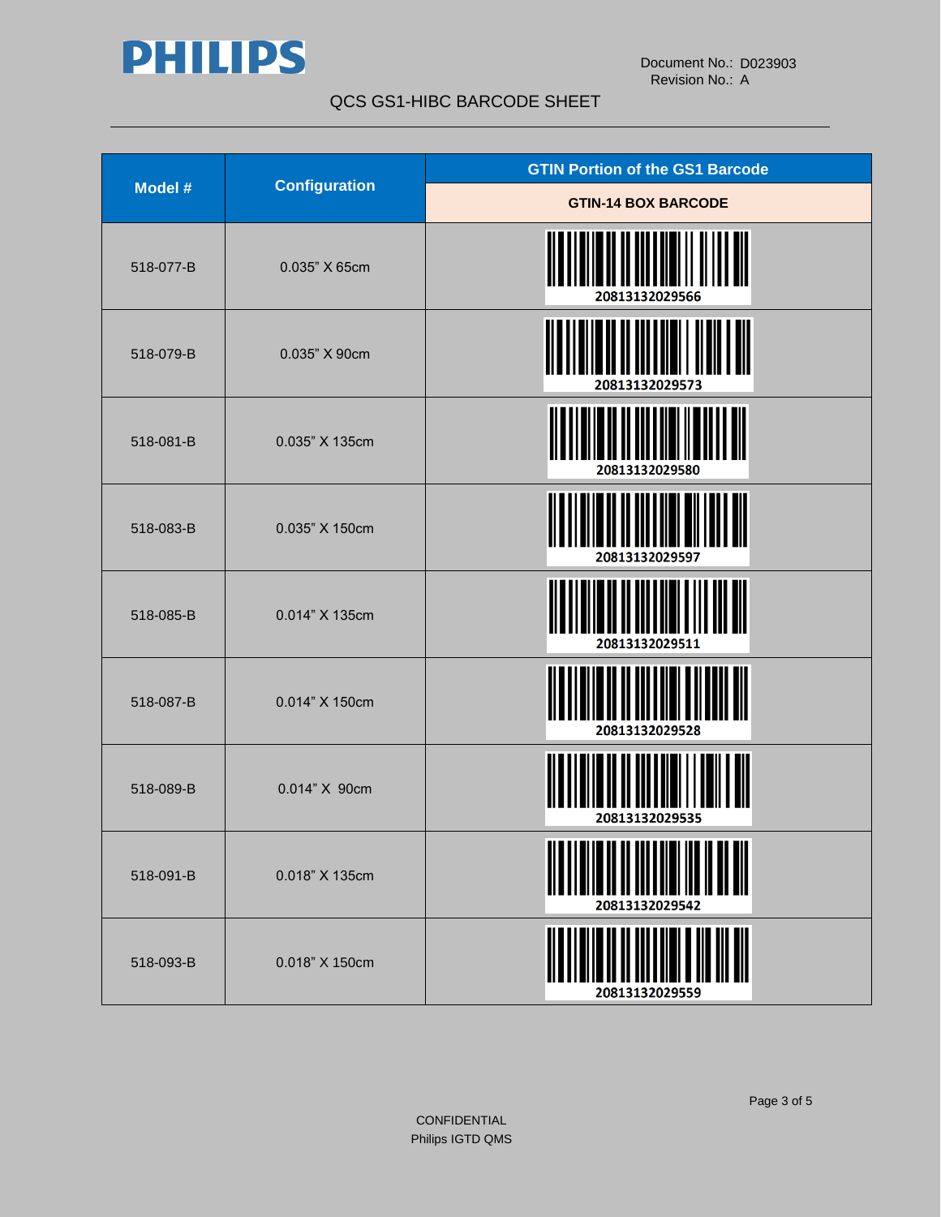PHILIPS

Document No.: D023903
Revision No.: A

QCS GS1-HIBC BARCODE SHEET

| Model # | Configuration | GTIN Portion of the GS1 Barcode |
| --- | --- | --- |
| | | GTIN-14 BOX BARCODE |
| 518-077-B | 0.035" X 65cm | 20813132029566 |
| 518-079-B | 0.035" X 90cm | 20813132029573 |
| 518-081-B | 0.035" X 135cm | 20813132029580 |
| 518-083-B | 0.035" X 150cm | 20813132029597 |
| 518-085-B | 0.014" X 135cm | 20813132029511 |
| 518-087-B | 0.014" X 150cm | 20813132029528 |
| 518-089-B | 0.014" X 90cm | 20813132029535 |
| 518-091-B | 0.018" X 135cm | 20813132029542 |
| 518-093-B | 0.018" X 150cm | 20813132029559 |

CONFIDENTIAL
Philips IGTD QMS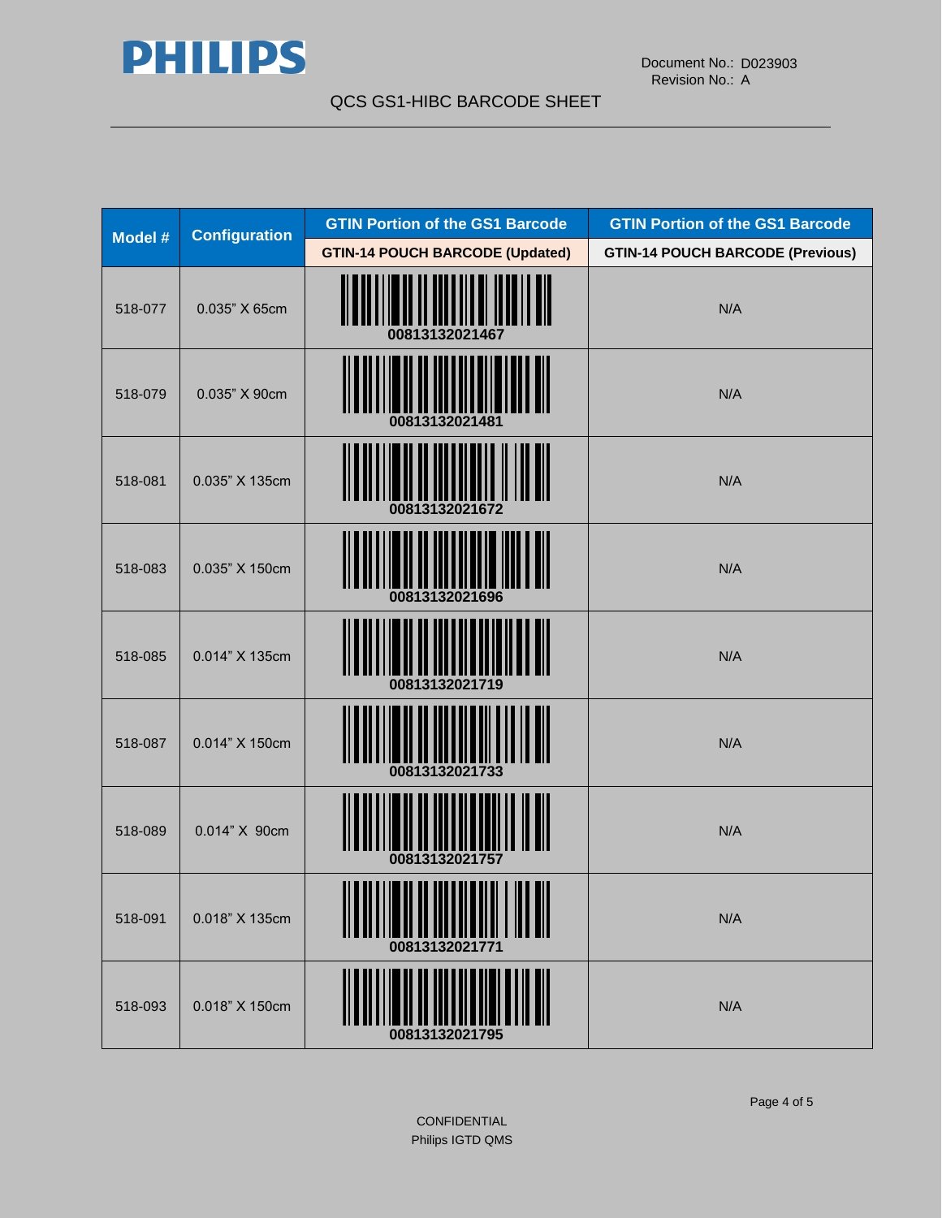QCS GS1-HIBC BARCODE SHEET

| Model # | Configuration | GTIN Portion of the GS1 Barcode | GTIN Portion of the GS1 Barcode |
|---|---|---|---|
| | | GTIN-14 POUCH BARCODE (Updated) | GTIN-14 POUCH BARCODE (Previous) |
| 518-077 | 0.035" X 65cm | 00813132021467 | N/A |
| 518-079 | 0.035" X 90cm | 00813132021481 | N/A |
| 518-081 | 0.035" X 135cm | 00813132021672 | N/A |
| 518-083 | 0.035" X 150cm | 00813132021696 | N/A |
| 518-085 | 0.014" X 135cm | 00813132021719 | N/A |
| 518-087 | 0.014" X 150cm | 00813132021733 | N/A |
| 518-089 | 0.014" X 90cm | 00813132021757 | N/A |
| 518-091 | 0.018" X 135cm | 00813132021771 | N/A |
| 518-093 | 0.018" X 150cm | 00813132021795 | N/A |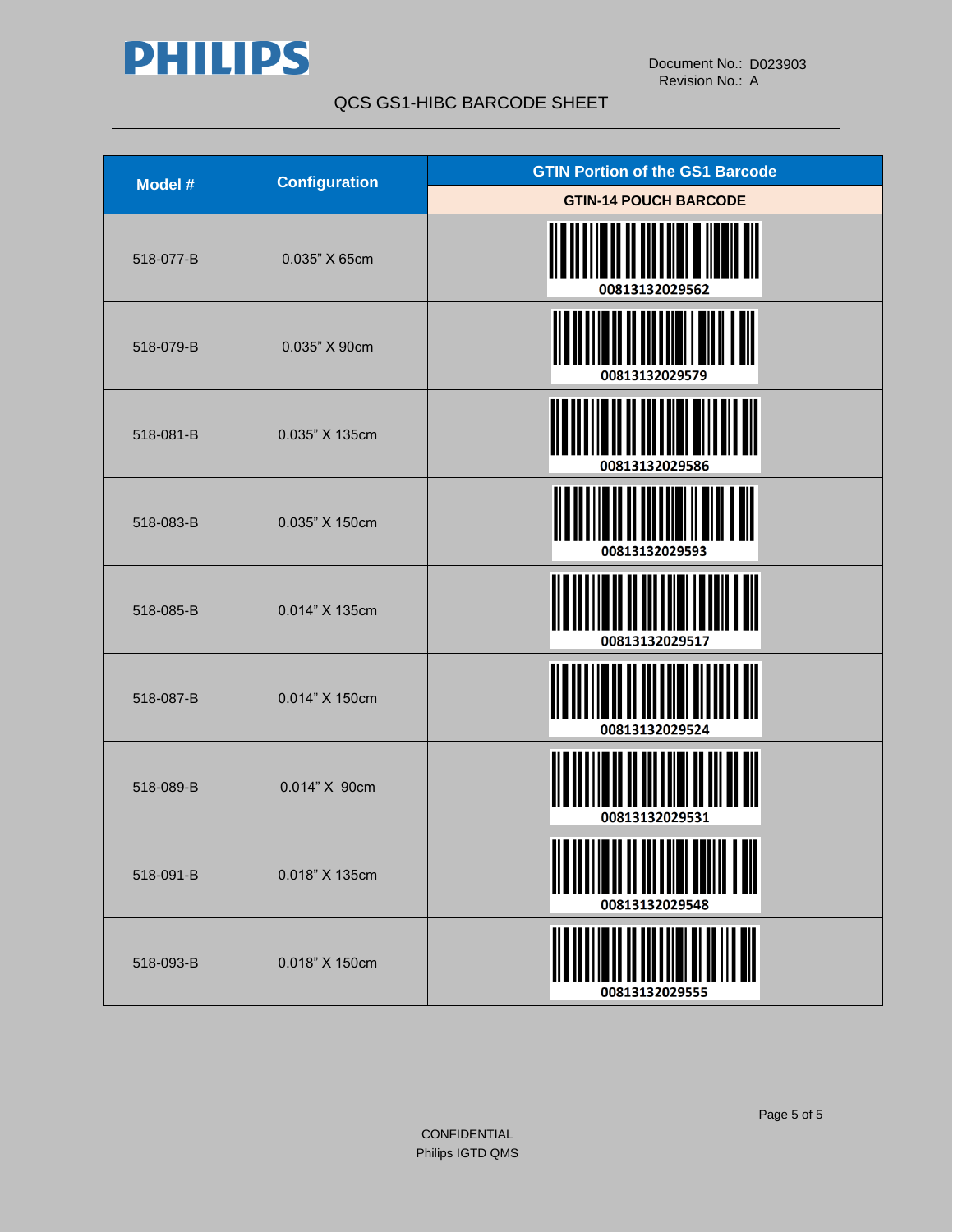QCS GS1-HIBC BARCODE SHEET

Document No.: D023903
Revision No.: A

| Model # | Configuration | GTIN Portion of the GS1 Barcode |
|---|---|---|
| | | GTIN-14 POUCH BARCODE |
| 518-077-B | 0.035" X 65cm | 00813132029562 |
| 518-079-B | 0.035" X 90cm | 00813132029579 |
| 518-081-B | 0.035" X 135cm | 00813132029586 |
| 518-083-B | 0.035" X 150cm | 00813132029593 |
| 518-085-B | 0.014" X 135cm | 00813132029517 |
| 518-087-B | 0.014" X 150cm | 00813132029524 |
| 518-089-B | 0.014" X 90cm | 00813132029531 |
| 518-091-B | 0.018" X 135cm | 00813132029548 |
| 518-093-B | 0.018" X 150cm | 00813132029555 |

CONFIDENTIAL
Philips IGTD QMS